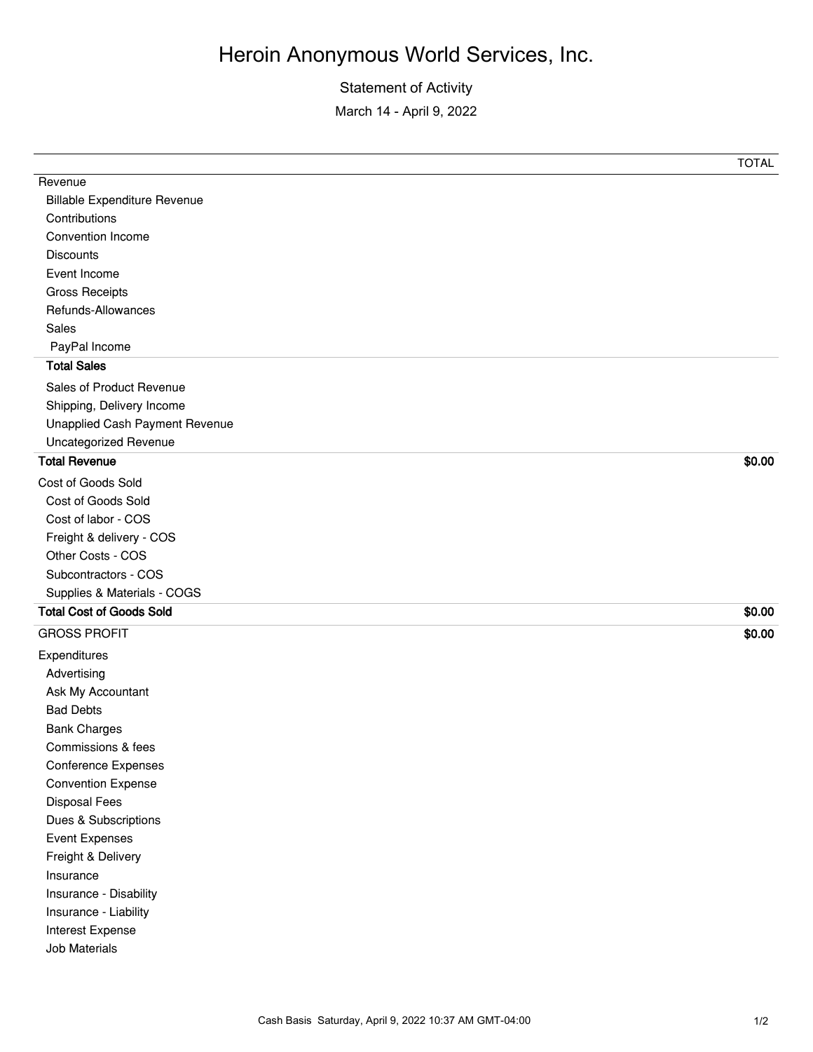# Heroin Anonymous World Services, Inc.

Statement of Activity

March 14 - April 9, 2022

| | TOTAL |
|---|---|
| Revenue | |
| Billable Expenditure Revenue | |
| Contributions | |
| Convention Income | |
| Discounts | |
| Event Income | |
| Gross Receipts | |
| Refunds-Allowances | |
| Sales | |
| PayPal Income | |
| **Total Sales** | |
| Sales of Product Revenue | |
| Shipping, Delivery Income | |
| Unapplied Cash Payment Revenue | |
| Uncategorized Revenue | |
| **Total Revenue** | **$0.00** |
| Cost of Goods Sold | |
| Cost of Goods Sold | |
| Cost of labor - COS | |
| Freight & delivery - COS | |
| Other Costs - COS | |
| Subcontractors - COS | |
| Supplies & Materials - COGS | |
| **Total Cost of Goods Sold** | **$0.00** |
| GROSS PROFIT | **$0.00** |
| Expenditures | |
| Advertising | |
| Ask My Accountant | |
| Bad Debts | |
| Bank Charges | |
| Commissions & fees | |
| Conference Expenses | |
| Convention Expense | |
| Disposal Fees | |
| Dues & Subscriptions | |
| Event Expenses | |
| Freight & Delivery | |
| Insurance | |
| Insurance - Disability | |
| Insurance - Liability | |
| Interest Expense | |
| Job Materials | |

Cash Basis Saturday, April 9, 2022 10:37 AM GMT-04:00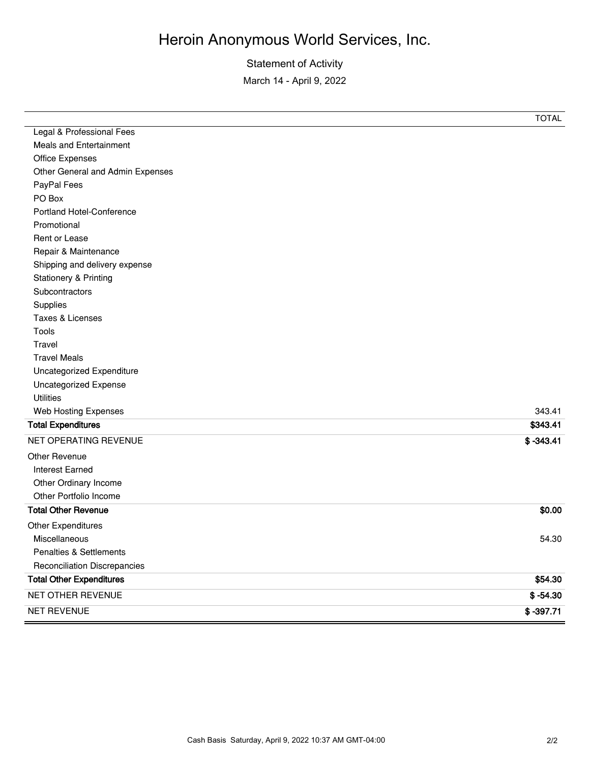# Heroin Anonymous World Services, Inc.

Statement of Activity

March 14 - April 9, 2022

| | TOTAL |
| --- | --- |
| Legal & Professional Fees | |
| Meals and Entertainment | |
| Office Expenses | |
| Other General and Admin Expenses | |
| PayPal Fees | |
| PO Box | |
| Portland Hotel-Conference | |
| Promotional | |
| Rent or Lease | |
| Repair & Maintenance | |
| Shipping and delivery expense | |
| Stationery & Printing | |
| Subcontractors | |
| Supplies | |
| Taxes & Licenses | |
| Tools | |
| Travel | |
| Travel Meals | |
| Uncategorized Expenditure | |
| Uncategorized Expense | |
| Utilities | |
| Web Hosting Expenses | 343.41 |
| **Total Expenditures** | **$343.41** |
| NET OPERATING REVENUE | **$ -343.41** |
| Other Revenue | |
| Interest Earned | |
| Other Ordinary Income | |
| Other Portfolio Income | |
| **Total Other Revenue** | **$0.00** |
| Other Expenditures | |
| Miscellaneous | 54.30 |
| Penalties & Settlements | |
| Reconciliation Discrepancies | |
| **Total Other Expenditures** | **$54.30** |
| NET OTHER REVENUE | **$ -54.30** |
| NET REVENUE | **$ -397.71** |

Cash Basis Saturday, April 9, 2022 10:37 AM GMT-04:00